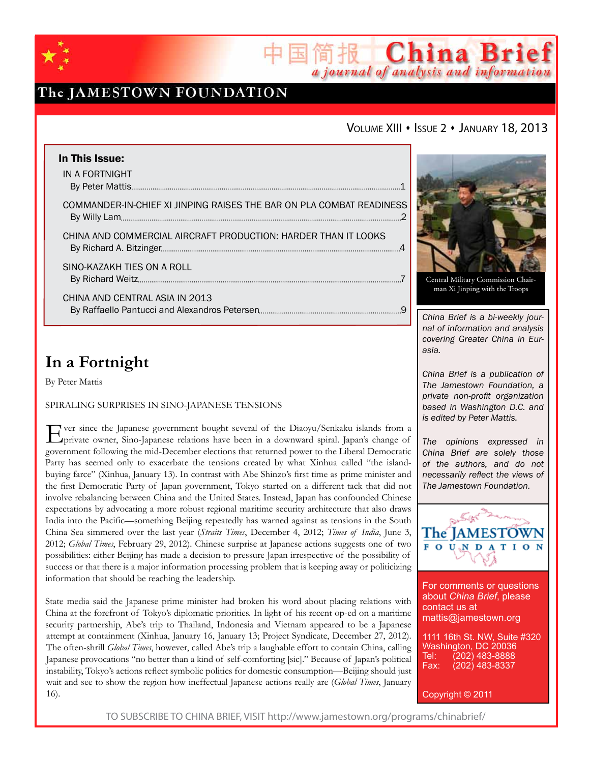# China Brief

*a journal of analysis and information*

The JAMESTOWN FOUNDATION

VOLUME XIII • ISSUE 2 • JANUARY 18, 2013

**In This Issue:**

IN A FORTNIGHT
By Peter Mattis ..... 1

COMMANDER-IN-CHIEF XI JINPING RAISES THE BAR ON PLA COMBAT READINESS
By Willy Lam ..... 2

CHINA AND COMMERCIAL AIRCRAFT PRODUCTION: HARDER THAN IT LOOKS
By Richard A. Bitzinger ..... 4

SINO-KAZAKH TIES ON A ROLL
By Richard Weitz ..... 7

CHINA AND CENTRAL ASIA IN 2013
By Raffaello Pantucci and Alexandros Petersen ..... 9

Central Military Commission Chairman Xi Jinping with the Troops

*China Brief is a bi-weekly journal of information and analysis covering Greater China in Eurasia.*

*China Brief is a publication of The Jamestown Foundation, a private non-profit organization based in Washington D.C. and is edited by Peter Mattis.*

*The opinions expressed in China Brief are solely those of the authors, and do not necessarily reflect the views of The Jamestown Foundation.*

For comments or questions about *China Brief*, please contact us at mattis@jamestown.org

1111 16th St. NW, Suite #320
Washington, DC 20036
Tel: (202) 483-8888
Fax: (202) 483-8337

Copyright © 2011

## In a Fortnight

By Peter Mattis

SPIRALING SURPRISES IN SINO-JAPANESE TENSIONS

Ever since the Japanese government bought several of the Diaoyu/Senkaku islands from a private owner, Sino-Japanese relations have been in a downward spiral. Japan's change of government following the mid-December elections that returned power to the Liberal Democratic Party has seemed only to exacerbate the tensions created by what Xinhua called "the island-buying farce" (Xinhua, January 13). In contrast with Abe Shinzo's first time as prime minister and the first Democratic Party of Japan government, Tokyo started on a different tack that did not involve rebalancing between China and the United States. Instead, Japan has confounded Chinese expectations by advocating a more robust regional maritime security architecture that also draws India into the Pacific—something Beijing repeatedly has warned against as tensions in the South China Sea simmered over the last year (*Straits Times*, December 4, 2012; *Times of India*, June 3, 2012; *Global Times*, February 29, 2012). Chinese surprise at Japanese actions suggests one of two possibilities: either Beijing has made a decision to pressure Japan irrespective of the possibility of success or that there is a major information processing problem that is keeping away or politicizing information that should be reaching the leadership.

State media said the Japanese prime minister had broken his word about placing relations with China at the forefront of Tokyo's diplomatic priorities. In light of his recent op-ed on a maritime security partnership, Abe's trip to Thailand, Indonesia and Vietnam appeared to be a Japanese attempt at containment (Xinhua, January 16, January 13; Project Syndicate, December 27, 2012). The often-shrill *Global Times*, however, called Abe's trip a laughable effort to contain China, calling Japanese provocations "no better than a kind of self-comforting [sic]." Because of Japan's political instability, Tokyo's actions reflect symbolic politics for domestic consumption—Beijing should just wait and see to show the region how ineffectual Japanese actions really are (*Global Times*, January 16).

TO SUBSCRIBE TO CHINA BRIEF, VISIT http://www.jamestown.org/programs/chinabrief/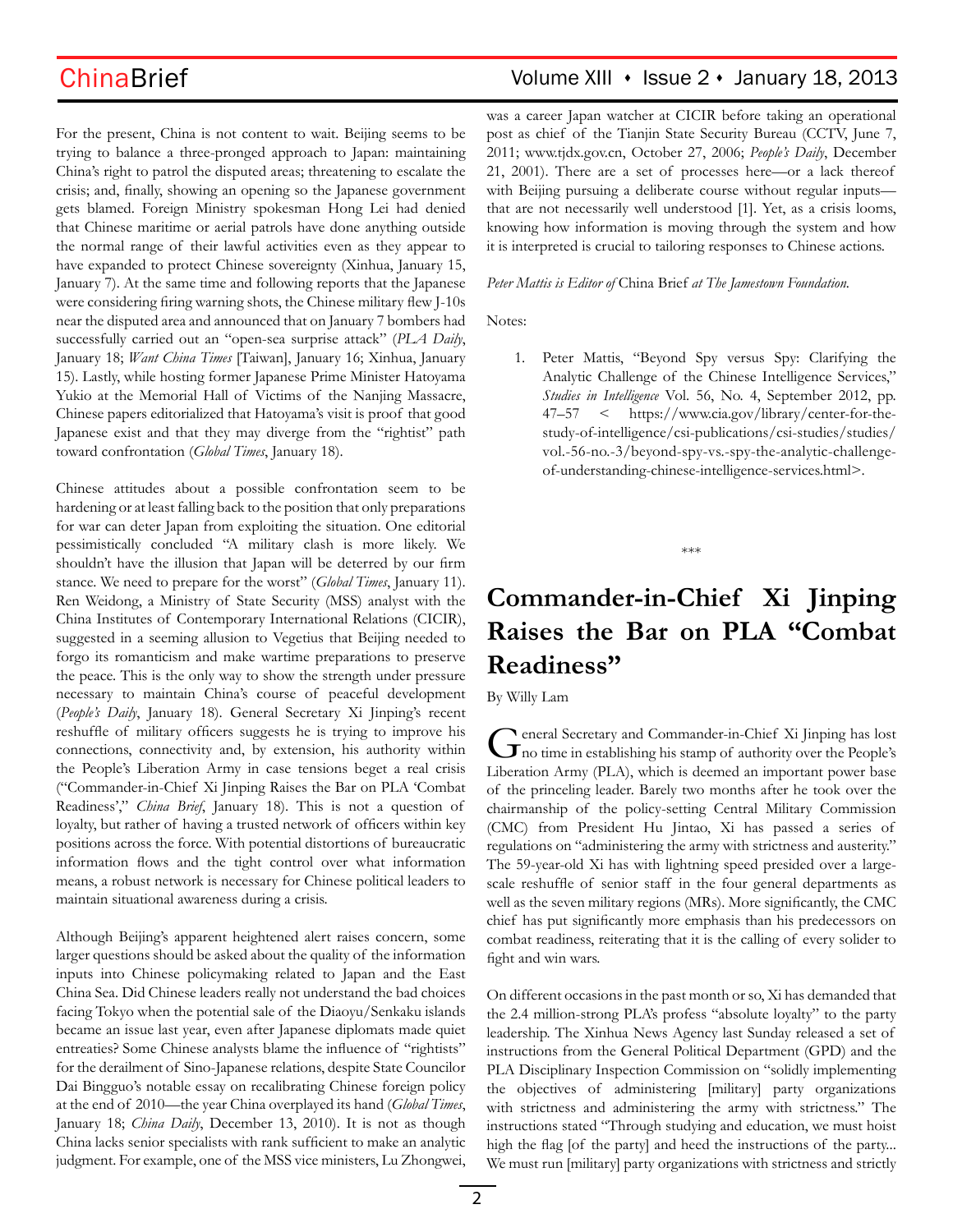For the present, China is not content to wait. Beijing seems to be trying to balance a three-pronged approach to Japan: maintaining China's right to patrol the disputed areas; threatening to escalate the crisis; and, finally, showing an opening so the Japanese government gets blamed. Foreign Ministry spokesman Hong Lei had denied that Chinese maritime or aerial patrols have done anything outside the normal range of their lawful activities even as they appear to have expanded to protect Chinese sovereignty (Xinhua, January 15, January 7). At the same time and following reports that the Japanese were considering firing warning shots, the Chinese military flew J-10s near the disputed area and announced that on January 7 bombers had successfully carried out an "open-sea surprise attack" (*PLA Daily*, January 18; *Want China Times* [Taiwan], January 16; Xinhua, January 15). Lastly, while hosting former Japanese Prime Minister Hatoyama Yukio at the Memorial Hall of Victims of the Nanjing Massacre, Chinese papers editorialized that Hatoyama's visit is proof that good Japanese exist and that they may diverge from the "rightist" path toward confrontation (*Global Times*, January 18).

Chinese attitudes about a possible confrontation seem to be hardening or at least falling back to the position that only preparations for war can deter Japan from exploiting the situation. One editorial pessimistically concluded "A military clash is more likely. We shouldn't have the illusion that Japan will be deterred by our firm stance. We need to prepare for the worst" (*Global Times*, January 11). Ren Weidong, a Ministry of State Security (MSS) analyst with the China Institutes of Contemporary International Relations (CICIR), suggested in a seeming allusion to Vegetius that Beijing needed to forgo its romanticism and make wartime preparations to preserve the peace. This is the only way to show the strength under pressure necessary to maintain China's course of peaceful development (*People's Daily*, January 18). General Secretary Xi Jinping's recent reshuffle of military officers suggests he is trying to improve his connections, connectivity and, by extension, his authority within the People's Liberation Army in case tensions beget a real crisis ("Commander-in-Chief Xi Jinping Raises the Bar on PLA 'Combat Readiness'," *China Brief*, January 18). This is not a question of loyalty, but rather of having a trusted network of officers within key positions across the force. With potential distortions of bureaucratic information flows and the tight control over what information means, a robust network is necessary for Chinese political leaders to maintain situational awareness during a crisis.

Although Beijing's apparent heightened alert raises concern, some larger questions should be asked about the quality of the information inputs into Chinese policymaking related to Japan and the East China Sea. Did Chinese leaders really not understand the bad choices facing Tokyo when the potential sale of the Diaoyu/Senkaku islands became an issue last year, even after Japanese diplomats made quiet entreaties? Some Chinese analysts blame the influence of "rightists" for the derailment of Sino-Japanese relations, despite State Councilor Dai Bingguo's notable essay on recalibrating Chinese foreign policy at the end of 2010—the year China overplayed its hand (*Global Times*, January 18; *China Daily*, December 13, 2010). It is not as though China lacks senior specialists with rank sufficient to make an analytic judgment. For example, one of the MSS vice ministers, Lu Zhongwei, was a career Japan watcher at CICIR before taking an operational post as chief of the Tianjin State Security Bureau (CCTV, June 7, 2011; www.tjdx.gov.cn, October 27, 2006; *People's Daily*, December 21, 2001). There are a set of processes here—or a lack thereof with Beijing pursuing a deliberate course without regular inputs—that are not necessarily well understood [1]. Yet, as a crisis looms, knowing how information is moving through the system and how it is interpreted is crucial to tailoring responses to Chinese actions.

*Peter Mattis is Editor of* China Brief *at The Jamestown Foundation.*

Notes:

1. Peter Mattis, "Beyond Spy versus Spy: Clarifying the Analytic Challenge of the Chinese Intelligence Services," *Studies in Intelligence* Vol. 56, No. 4, September 2012, pp. 47–57 < https://www.cia.gov/library/center-for-the-study-of-intelligence/csi-publications/csi-studies/studies/vol.-56-no.-3/beyond-spy-vs.-spy-the-analytic-challenge-of-understanding-chinese-intelligence-services.html>.

\*\*\*

# Commander-in-Chief Xi Jinping Raises the Bar on PLA "Combat Readiness"

By Willy Lam

General Secretary and Commander-in-Chief Xi Jinping has lost no time in establishing his stamp of authority over the People's Liberation Army (PLA), which is deemed an important power base of the princeling leader. Barely two months after he took over the chairmanship of the policy-setting Central Military Commission (CMC) from President Hu Jintao, Xi has passed a series of regulations on "administering the army with strictness and austerity." The 59-year-old Xi has with lightning speed presided over a large-scale reshuffle of senior staff in the four general departments as well as the seven military regions (MRs). More significantly, the CMC chief has put significantly more emphasis than his predecessors on combat readiness, reiterating that it is the calling of every solider to fight and win wars.

On different occasions in the past month or so, Xi has demanded that the 2.4 million-strong PLA's profess "absolute loyalty" to the party leadership. The Xinhua News Agency last Sunday released a set of instructions from the General Political Department (GPD) and the PLA Disciplinary Inspection Commission on "solidly implementing the objectives of administering [military] party organizations with strictness and administering the army with strictness." The instructions stated "Through studying and education, we must hoist high the flag [of the party] and heed the instructions of the party... We must run [military] party organizations with strictness and strictly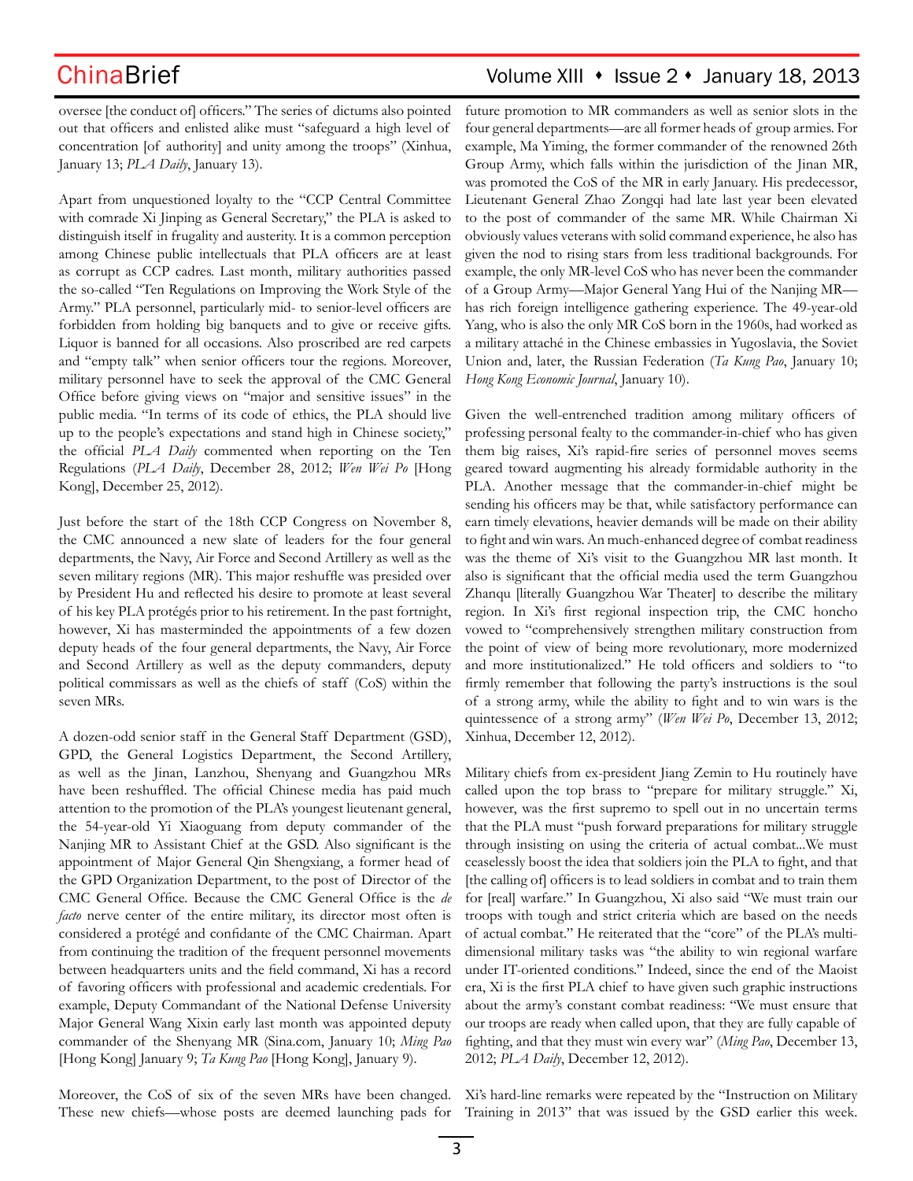oversee [the conduct of] officers." The series of dictums also pointed out that officers and enlisted alike must "safeguard a high level of concentration [of authority] and unity among the troops" (Xinhua, January 13; *PLA Daily*, January 13).

Apart from unquestioned loyalty to the "CCP Central Committee with comrade Xi Jinping as General Secretary," the PLA is asked to distinguish itself in frugality and austerity. It is a common perception among Chinese public intellectuals that PLA officers are at least as corrupt as CCP cadres. Last month, military authorities passed the so-called "Ten Regulations on Improving the Work Style of the Army." PLA personnel, particularly mid- to senior-level officers are forbidden from holding big banquets and to give or receive gifts. Liquor is banned for all occasions. Also proscribed are red carpets and "empty talk" when senior officers tour the regions. Moreover, military personnel have to seek the approval of the CMC General Office before giving views on "major and sensitive issues" in the public media. "In terms of its code of ethics, the PLA should live up to the people's expectations and stand high in Chinese society," the official *PLA Daily* commented when reporting on the Ten Regulations (*PLA Daily*, December 28, 2012; *Wen Wei Po* [Hong Kong], December 25, 2012).

Just before the start of the 18th CCP Congress on November 8, the CMC announced a new slate of leaders for the four general departments, the Navy, Air Force and Second Artillery as well as the seven military regions (MR). This major reshuffle was presided over by President Hu and reflected his desire to promote at least several of his key PLA protégés prior to his retirement. In the past fortnight, however, Xi has masterminded the appointments of a few dozen deputy heads of the four general departments, the Navy, Air Force and Second Artillery as well as the deputy commanders, deputy political commissars as well as the chiefs of staff (CoS) within the seven MRs.

A dozen-odd senior staff in the General Staff Department (GSD), GPD, the General Logistics Department, the Second Artillery, as well as the Jinan, Lanzhou, Shenyang and Guangzhou MRs have been reshuffled. The official Chinese media has paid much attention to the promotion of the PLA's youngest lieutenant general, the 54-year-old Yi Xiaoguang from deputy commander of the Nanjing MR to Assistant Chief at the GSD. Also significant is the appointment of Major General Qin Shengxiang, a former head of the GPD Organization Department, to the post of Director of the CMC General Office. Because the CMC General Office is the *de facto* nerve center of the entire military, its director most often is considered a protégé and confidante of the CMC Chairman. Apart from continuing the tradition of the frequent personnel movements between headquarters units and the field command, Xi has a record of favoring officers with professional and academic credentials. For example, Deputy Commandant of the National Defense University Major General Wang Xixin early last month was appointed deputy commander of the Shenyang MR (Sina.com, January 10; *Ming Pao* [Hong Kong] January 9; *Ta Kung Pao* [Hong Kong], January 9).

Moreover, the CoS of six of the seven MRs have been changed. These new chiefs—whose posts are deemed launching pads for future promotion to MR commanders as well as senior slots in the four general departments—are all former heads of group armies. For example, Ma Yiming, the former commander of the renowned 26th Group Army, which falls within the jurisdiction of the Jinan MR, was promoted the CoS of the MR in early January. His predecessor, Lieutenant General Zhao Zongqi had late last year been elevated to the post of commander of the same MR. While Chairman Xi obviously values veterans with solid command experience, he also has given the nod to rising stars from less traditional backgrounds. For example, the only MR-level CoS who has never been the commander of a Group Army—Major General Yang Hui of the Nanjing MR—has rich foreign intelligence gathering experience. The 49-year-old Yang, who is also the only MR CoS born in the 1960s, had worked as a military attaché in the Chinese embassies in Yugoslavia, the Soviet Union and, later, the Russian Federation (*Ta Kung Pao*, January 10; *Hong Kong Economic Journal*, January 10).

Given the well-entrenched tradition among military officers of professing personal fealty to the commander-in-chief who has given them big raises, Xi's rapid-fire series of personnel moves seems geared toward augmenting his already formidable authority in the PLA. Another message that the commander-in-chief might be sending his officers may be that, while satisfactory performance can earn timely elevations, heavier demands will be made on their ability to fight and win wars. An much-enhanced degree of combat readiness was the theme of Xi's visit to the Guangzhou MR last month. It also is significant that the official media used the term Guangzhou Zhanqu [literally Guangzhou War Theater] to describe the military region. In Xi's first regional inspection trip, the CMC honcho vowed to "comprehensively strengthen military construction from the point of view of being more revolutionary, more modernized and more institutionalized." He told officers and soldiers to "to firmly remember that following the party's instructions is the soul of a strong army, while the ability to fight and to win wars is the quintessence of a strong army" (*Wen Wei Po*, December 13, 2012; Xinhua, December 12, 2012).

Military chiefs from ex-president Jiang Zemin to Hu routinely have called upon the top brass to "prepare for military struggle." Xi, however, was the first supremo to spell out in no uncertain terms that the PLA must "push forward preparations for military struggle through insisting on using the criteria of actual combat...We must ceaselessly boost the idea that soldiers join the PLA to fight, and that [the calling of] officers is to lead soldiers in combat and to train them for [real] warfare." In Guangzhou, Xi also said "We must train our troops with tough and strict criteria which are based on the needs of actual combat." He reiterated that the "core" of the PLA's multi-dimensional military tasks was "the ability to win regional warfare under IT-oriented conditions." Indeed, since the end of the Maoist era, Xi is the first PLA chief to have given such graphic instructions about the army's constant combat readiness: "We must ensure that our troops are ready when called upon, that they are fully capable of fighting, and that they must win every war" (*Ming Pao*, December 13, 2012; *PLA Daily*, December 12, 2012).

Xi's hard-line remarks were repeated by the "Instruction on Military Training in 2013" that was issued by the GSD earlier this week.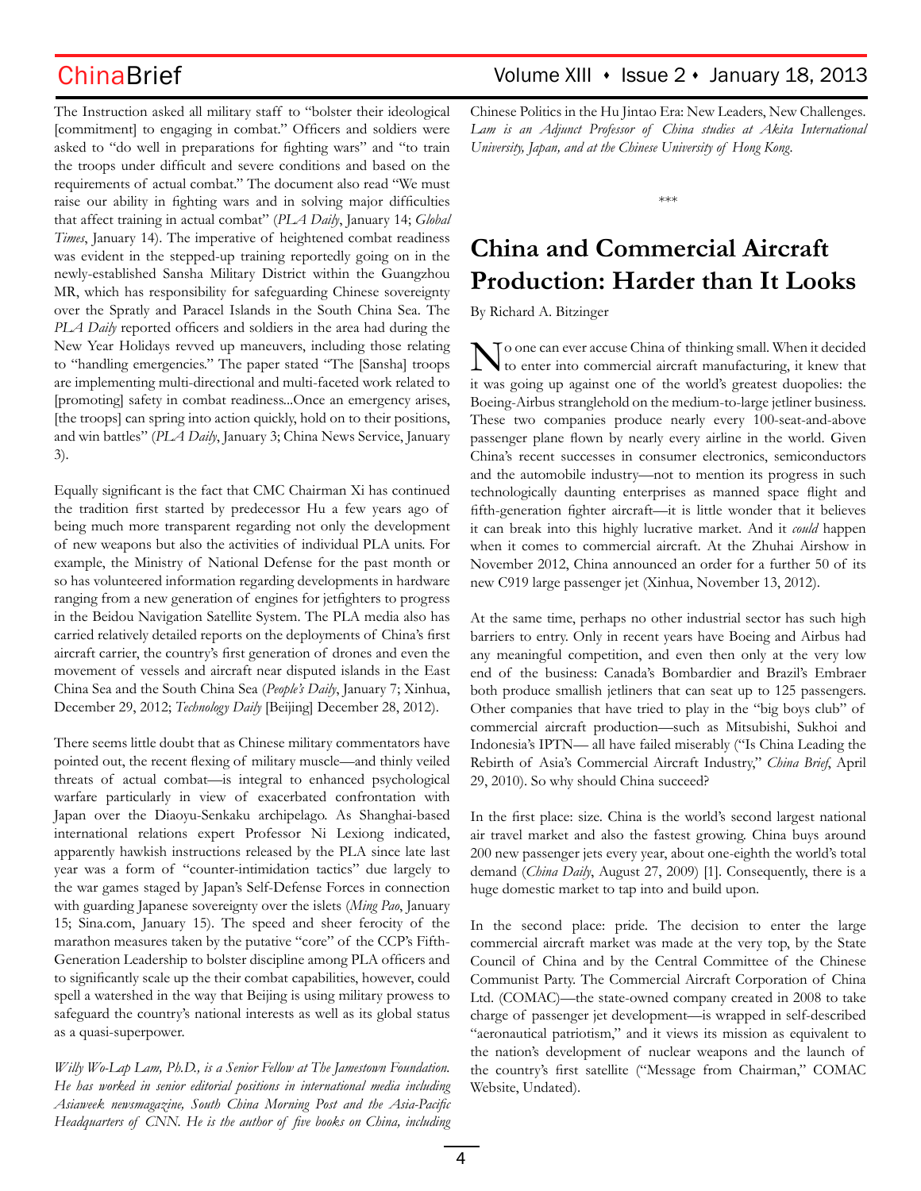The Instruction asked all military staff to "bolster their ideological [commitment] to engaging in combat." Officers and soldiers were asked to "do well in preparations for fighting wars" and "to train the troops under difficult and severe conditions and based on the requirements of actual combat." The document also read "We must raise our ability in fighting wars and in solving major difficulties that affect training in actual combat" (*PLA Daily*, January 14; *Global Times*, January 14). The imperative of heightened combat readiness was evident in the stepped-up training reportedly going on in the newly-established Sansha Military District within the Guangzhou MR, which has responsibility for safeguarding Chinese sovereignty over the Spratly and Paracel Islands in the South China Sea. The *PLA Daily* reported officers and soldiers in the area had during the New Year Holidays revved up maneuvers, including those relating to "handling emergencies." The paper stated "The [Sansha] troops are implementing multi-directional and multi-faceted work related to [promoting] safety in combat readiness...Once an emergency arises, [the troops] can spring into action quickly, hold on to their positions, and win battles" (*PLA Daily*, January 3; China News Service, January 3).

Equally significant is the fact that CMC Chairman Xi has continued the tradition first started by predecessor Hu a few years ago of being much more transparent regarding not only the development of new weapons but also the activities of individual PLA units. For example, the Ministry of National Defense for the past month or so has volunteered information regarding developments in hardware ranging from a new generation of engines for jetfighters to progress in the Beidou Navigation Satellite System. The PLA media also has carried relatively detailed reports on the deployments of China's first aircraft carrier, the country's first generation of drones and even the movement of vessels and aircraft near disputed islands in the East China Sea and the South China Sea (*People's Daily*, January 7; Xinhua, December 29, 2012; *Technology Daily* [Beijing] December 28, 2012).

There seems little doubt that as Chinese military commentators have pointed out, the recent flexing of military muscle—and thinly veiled threats of actual combat—is integral to enhanced psychological warfare particularly in view of exacerbated confrontation with Japan over the Diaoyu-Senkaku archipelago. As Shanghai-based international relations expert Professor Ni Lexiong indicated, apparently hawkish instructions released by the PLA since late last year was a form of "counter-intimidation tactics" due largely to the war games staged by Japan's Self-Defense Forces in connection with guarding Japanese sovereignty over the islets (*Ming Pao*, January 15; Sina.com, January 15). The speed and sheer ferocity of the marathon measures taken by the putative "core" of the CCP's Fifth-Generation Leadership to bolster discipline among PLA officers and to significantly scale up the their combat capabilities, however, could spell a watershed in the way that Beijing is using military prowess to safeguard the country's national interests as well as its global status as a quasi-superpower.

*Willy Wo-Lap Lam, Ph.D., is a Senior Fellow at The Jamestown Foundation. He has worked in senior editorial positions in international media including Asiaweek newsmagazine, South China Morning Post and the Asia-Pacific Headquarters of CNN. He is the author of five books on China, including* Chinese Politics in the Hu Jintao Era: New Leaders, New Challenges. *Lam is an Adjunct Professor of China studies at Akita International University, Japan, and at the Chinese University of Hong Kong.*

\*\*\*

# China and Commercial Aircraft Production: Harder than It Looks

By Richard A. Bitzinger

No one can ever accuse China of thinking small. When it decided to enter into commercial aircraft manufacturing, it knew that it was going up against one of the world's greatest duopolies: the Boeing-Airbus stranglehold on the medium-to-large jetliner business. These two companies produce nearly every 100-seat-and-above passenger plane flown by nearly every airline in the world. Given China's recent successes in consumer electronics, semiconductors and the automobile industry—not to mention its progress in such technologically daunting enterprises as manned space flight and fifth-generation fighter aircraft—it is little wonder that it believes it can break into this highly lucrative market. And it *could* happen when it comes to commercial aircraft. At the Zhuhai Airshow in November 2012, China announced an order for a further 50 of its new C919 large passenger jet (Xinhua, November 13, 2012).

At the same time, perhaps no other industrial sector has such high barriers to entry. Only in recent years have Boeing and Airbus had any meaningful competition, and even then only at the very low end of the business: Canada's Bombardier and Brazil's Embraer both produce smallish jetliners that can seat up to 125 passengers. Other companies that have tried to play in the "big boys club" of commercial aircraft production—such as Mitsubishi, Sukhoi and Indonesia's IPTN— all have failed miserably ("Is China Leading the Rebirth of Asia's Commercial Aircraft Industry," *China Brief*, April 29, 2010). So why should China succeed?

In the first place: size. China is the world's second largest national air travel market and also the fastest growing. China buys around 200 new passenger jets every year, about one-eighth the world's total demand (*China Daily*, August 27, 2009) [1]. Consequently, there is a huge domestic market to tap into and build upon.

In the second place: pride. The decision to enter the large commercial aircraft market was made at the very top, by the State Council of China and by the Central Committee of the Chinese Communist Party. The Commercial Aircraft Corporation of China Ltd. (COMAC)—the state-owned company created in 2008 to take charge of passenger jet development—is wrapped in self-described "aeronautical patriotism," and it views its mission as equivalent to the nation's development of nuclear weapons and the launch of the country's first satellite ("Message from Chairman," COMAC Website, Undated).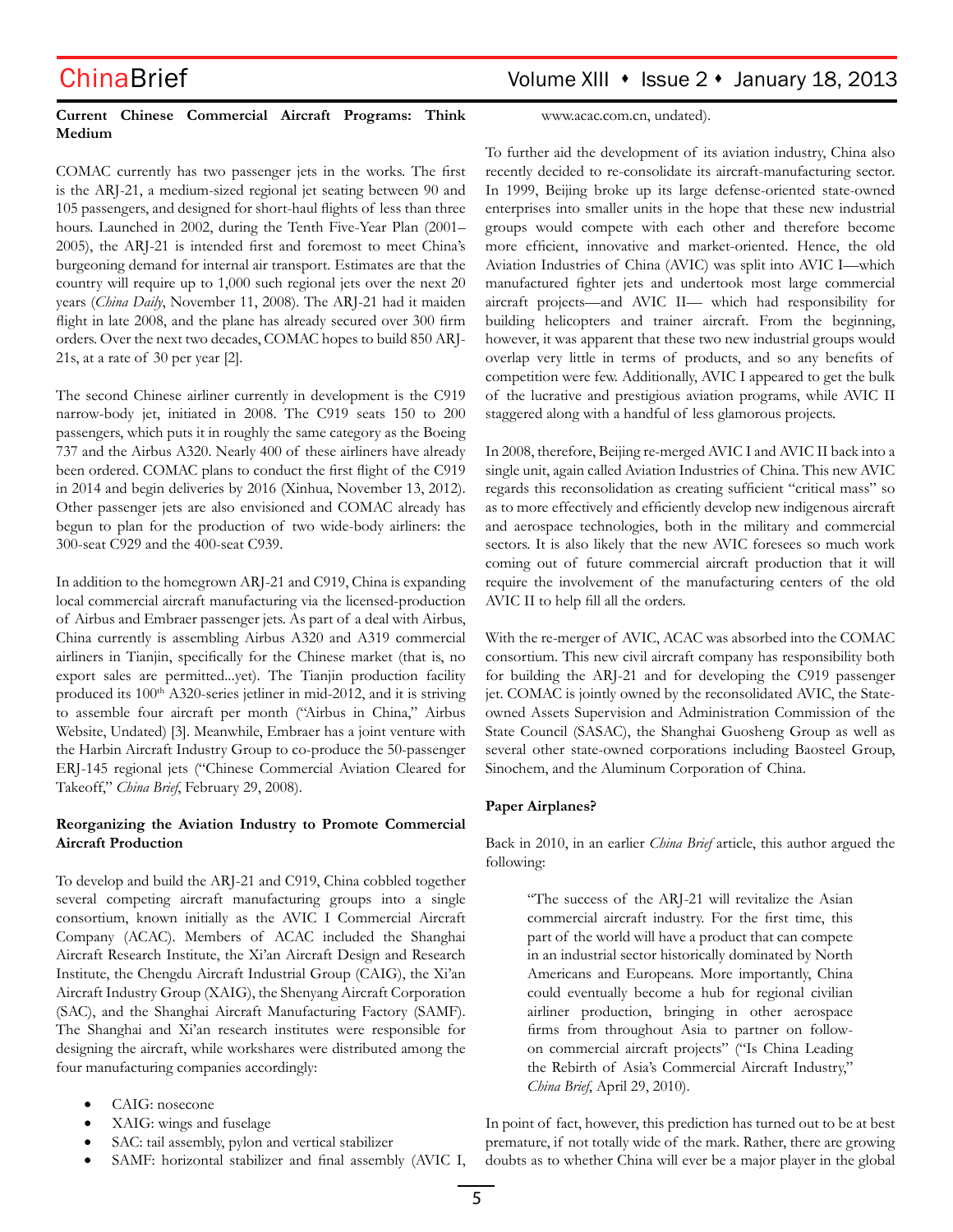**Current Chinese Commercial Aircraft Programs: Think Medium**

COMAC currently has two passenger jets in the works. The first is the ARJ-21, a medium-sized regional jet seating between 90 and 105 passengers, and designed for short-haul flights of less than three hours. Launched in 2002, during the Tenth Five-Year Plan (2001–2005), the ARJ-21 is intended first and foremost to meet China's burgeoning demand for internal air transport. Estimates are that the country will require up to 1,000 such regional jets over the next 20 years (*China Daily*, November 11, 2008). The ARJ-21 had it maiden flight in late 2008, and the plane has already secured over 300 firm orders. Over the next two decades, COMAC hopes to build 850 ARJ-21s, at a rate of 30 per year [2].

The second Chinese airliner currently in development is the C919 narrow-body jet, initiated in 2008. The C919 seats 150 to 200 passengers, which puts it in roughly the same category as the Boeing 737 and the Airbus A320. Nearly 400 of these airliners have already been ordered. COMAC plans to conduct the first flight of the C919 in 2014 and begin deliveries by 2016 (Xinhua, November 13, 2012). Other passenger jets are also envisioned and COMAC already has begun to plan for the production of two wide-body airliners: the 300-seat C929 and the 400-seat C939.

In addition to the homegrown ARJ-21 and C919, China is expanding local commercial aircraft manufacturing via the licensed-production of Airbus and Embraer passenger jets. As part of a deal with Airbus, China currently is assembling Airbus A320 and A319 commercial airliners in Tianjin, specifically for the Chinese market (that is, no export sales are permitted...yet). The Tianjin production facility produced its 100th A320-series jetliner in mid-2012, and it is striving to assemble four aircraft per month ("Airbus in China," Airbus Website, Undated) [3]. Meanwhile, Embraer has a joint venture with the Harbin Aircraft Industry Group to co-produce the 50-passenger ERJ-145 regional jets ("Chinese Commercial Aviation Cleared for Takeoff," *China Brief*, February 29, 2008).

**Reorganizing the Aviation Industry to Promote Commercial Aircraft Production**

To develop and build the ARJ-21 and C919, China cobbled together several competing aircraft manufacturing groups into a single consortium, known initially as the AVIC I Commercial Aircraft Company (ACAC). Members of ACAC included the Shanghai Aircraft Research Institute, the Xi'an Aircraft Design and Research Institute, the Chengdu Aircraft Industrial Group (CAIG), the Xi'an Aircraft Industry Group (XAIG), the Shenyang Aircraft Corporation (SAC), and the Shanghai Aircraft Manufacturing Factory (SAMF). The Shanghai and Xi'an research institutes were responsible for designing the aircraft, while workshares were distributed among the four manufacturing companies accordingly:

- CAIG: nosecone
- XAIG: wings and fuselage
- SAC: tail assembly, pylon and vertical stabilizer
- SAMF: horizontal stabilizer and final assembly (AVIC I, www.acac.com.cn, undated).

To further aid the development of its aviation industry, China also recently decided to re-consolidate its aircraft-manufacturing sector. In 1999, Beijing broke up its large defense-oriented state-owned enterprises into smaller units in the hope that these new industrial groups would compete with each other and therefore become more efficient, innovative and market-oriented. Hence, the old Aviation Industries of China (AVIC) was split into AVIC I—which manufactured fighter jets and undertook most large commercial aircraft projects—and AVIC II— which had responsibility for building helicopters and trainer aircraft. From the beginning, however, it was apparent that these two new industrial groups would overlap very little in terms of products, and so any benefits of competition were few. Additionally, AVIC I appeared to get the bulk of the lucrative and prestigious aviation programs, while AVIC II staggered along with a handful of less glamorous projects.

In 2008, therefore, Beijing re-merged AVIC I and AVIC II back into a single unit, again called Aviation Industries of China. This new AVIC regards this reconsolidation as creating sufficient "critical mass" so as to more effectively and efficiently develop new indigenous aircraft and aerospace technologies, both in the military and commercial sectors. It is also likely that the new AVIC foresees so much work coming out of future commercial aircraft production that it will require the involvement of the manufacturing centers of the old AVIC II to help fill all the orders.

With the re-merger of AVIC, ACAC was absorbed into the COMAC consortium. This new civil aircraft company has responsibility both for building the ARJ-21 and for developing the C919 passenger jet. COMAC is jointly owned by the reconsolidated AVIC, the State-owned Assets Supervision and Administration Commission of the State Council (SASAC), the Shanghai Guosheng Group as well as several other state-owned corporations including Baosteel Group, Sinochem, and the Aluminum Corporation of China.

**Paper Airplanes?**

Back in 2010, in an earlier *China Brief* article, this author argued the following:

> "The success of the ARJ-21 will revitalize the Asian commercial aircraft industry. For the first time, this part of the world will have a product that can compete in an industrial sector historically dominated by North Americans and Europeans. More importantly, China could eventually become a hub for regional civilian airliner production, bringing in other aerospace firms from throughout Asia to partner on follow-on commercial aircraft projects" ("Is China Leading the Rebirth of Asia's Commercial Aircraft Industry," *China Brief*, April 29, 2010).

In point of fact, however, this prediction has turned out to be at best premature, if not totally wide of the mark. Rather, there are growing doubts as to whether China will ever be a major player in the global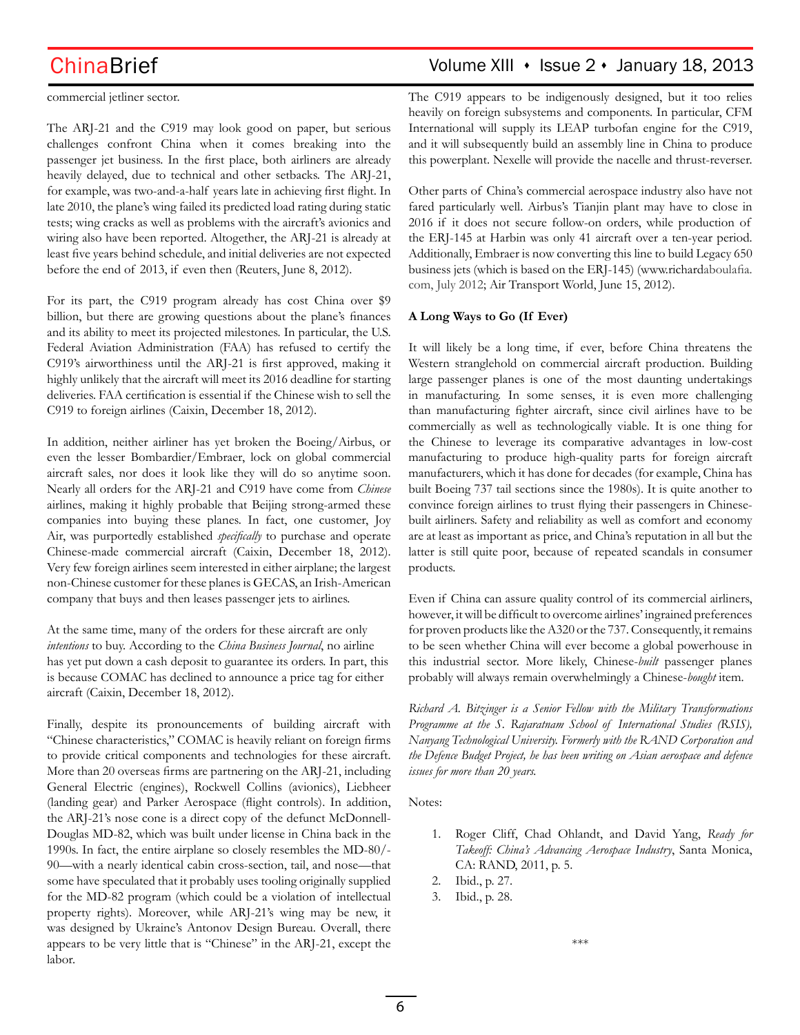commercial jetliner sector.

The ARJ-21 and the C919 may look good on paper, but serious challenges confront China when it comes breaking into the passenger jet business. In the first place, both airliners are already heavily delayed, due to technical and other setbacks. The ARJ-21, for example, was two-and-a-half years late in achieving first flight. In late 2010, the plane's wing failed its predicted load rating during static tests; wing cracks as well as problems with the aircraft's avionics and wiring also have been reported. Altogether, the ARJ-21 is already at least five years behind schedule, and initial deliveries are not expected before the end of 2013, if even then (Reuters, June 8, 2012).

For its part, the C919 program already has cost China over $9 billion, but there are growing questions about the plane's finances and its ability to meet its projected milestones. In particular, the U.S. Federal Aviation Administration (FAA) has refused to certify the C919's airworthiness until the ARJ-21 is first approved, making it highly unlikely that the aircraft will meet its 2016 deadline for starting deliveries. FAA certification is essential if the Chinese wish to sell the C919 to foreign airlines (Caixin, December 18, 2012).

In addition, neither airliner has yet broken the Boeing/Airbus, or even the lesser Bombardier/Embraer, lock on global commercial aircraft sales, nor does it look like they will do so anytime soon. Nearly all orders for the ARJ-21 and C919 have come from *Chinese* airlines, making it highly probable that Beijing strong-armed these companies into buying these planes. In fact, one customer, Joy Air, was purportedly established *specifically* to purchase and operate Chinese-made commercial aircraft (Caixin, December 18, 2012). Very few foreign airlines seem interested in either airplane; the largest non-Chinese customer for these planes is GECAS, an Irish-American company that buys and then leases passenger jets to airlines.

At the same time, many of the orders for these aircraft are only *intentions* to buy. According to the *China Business Journal*, no airline has yet put down a cash deposit to guarantee its orders. In part, this is because COMAC has declined to announce a price tag for either aircraft (Caixin, December 18, 2012).

Finally, despite its pronouncements of building aircraft with "Chinese characteristics," COMAC is heavily reliant on foreign firms to provide critical components and technologies for these aircraft. More than 20 overseas firms are partnering on the ARJ-21, including General Electric (engines), Rockwell Collins (avionics), Liebheer (landing gear) and Parker Aerospace (flight controls). In addition, the ARJ-21's nose cone is a direct copy of the defunct McDonnell-Douglas MD-82, which was built under license in China back in the 1990s. In fact, the entire airplane so closely resembles the MD-80/-90—with a nearly identical cabin cross-section, tail, and nose—that some have speculated that it probably uses tooling originally supplied for the MD-82 program (which could be a violation of intellectual property rights). Moreover, while ARJ-21's wing may be new, it was designed by Ukraine's Antonov Design Bureau. Overall, there appears to be very little that is "Chinese" in the ARJ-21, except the labor.

The C919 appears to be indigenously designed, but it too relies heavily on foreign subsystems and components. In particular, CFM International will supply its LEAP turbofan engine for the C919, and it will subsequently build an assembly line in China to produce this powerplant. Nexelle will provide the nacelle and thrust-reverser.

Other parts of China's commercial aerospace industry also have not fared particularly well. Airbus's Tianjin plant may have to close in 2016 if it does not secure follow-on orders, while production of the ERJ-145 at Harbin was only 41 aircraft over a ten-year period. Additionally, Embraer is now converting this line to build Legacy 650 business jets (which is based on the ERJ-145) (www.richardaboulafia.com, July 2012; Air Transport World, June 15, 2012).

**A Long Ways to Go (If Ever)**

It will likely be a long time, if ever, before China threatens the Western stranglehold on commercial aircraft production. Building large passenger planes is one of the most daunting undertakings in manufacturing. In some senses, it is even more challenging than manufacturing fighter aircraft, since civil airlines have to be commercially as well as technologically viable. It is one thing for the Chinese to leverage its comparative advantages in low-cost manufacturing to produce high-quality parts for foreign aircraft manufacturers, which it has done for decades (for example, China has built Boeing 737 tail sections since the 1980s). It is quite another to convince foreign airlines to trust flying their passengers in Chinese-built airliners. Safety and reliability as well as comfort and economy are at least as important as price, and China's reputation in all but the latter is still quite poor, because of repeated scandals in consumer products.

Even if China can assure quality control of its commercial airliners, however, it will be difficult to overcome airlines' ingrained preferences for proven products like the A320 or the 737. Consequently, it remains to be seen whether China will ever become a global powerhouse in this industrial sector. More likely, Chinese-*built* passenger planes probably will always remain overwhelmingly a Chinese-*bought* item.

*Richard A. Bitzinger is a Senior Fellow with the Military Transformations Programme at the S. Rajaratnam School of International Studies (RSIS), Nanyang Technological University. Formerly with the RAND Corporation and the Defence Budget Project, he has been writing on Asian aerospace and defence issues for more than 20 years.*

Notes:

1. Roger Cliff, Chad Ohlandt, and David Yang, *Ready for Takeoff: China's Advancing Aerospace Industry*, Santa Monica, CA: RAND, 2011, p. 5.
2. Ibid., p. 27.
3. Ibid., p. 28.

\*\*\*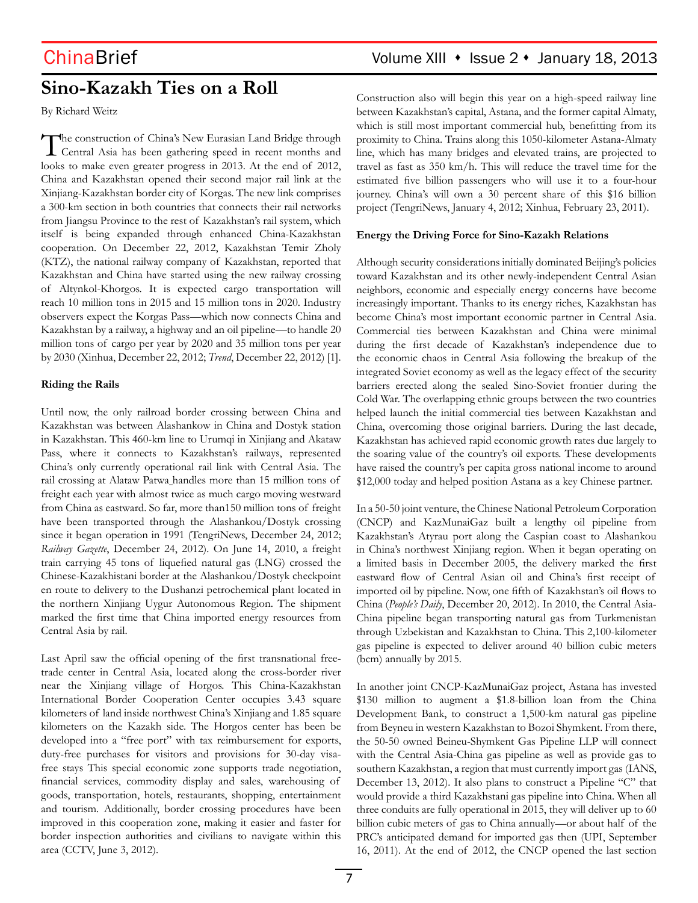# Sino-Kazakh Ties on a Roll

By Richard Weitz

The construction of China's New Eurasian Land Bridge through Central Asia has been gathering speed in recent months and looks to make even greater progress in 2013. At the end of 2012, China and Kazakhstan opened their second major rail link at the Xinjiang-Kazakhstan border city of Korgas. The new link comprises a 300-km section in both countries that connects their rail networks from Jiangsu Province to the rest of Kazakhstan's rail system, which itself is being expanded through enhanced China-Kazakhstan cooperation. On December 22, 2012, Kazakhstan Temir Zholy (KTZ), the national railway company of Kazakhstan, reported that Kazakhstan and China have started using the new railway crossing of Altynkol-Khorgos. It is expected cargo transportation will reach 10 million tons in 2015 and 15 million tons in 2020. Industry observers expect the Korgas Pass—which now connects China and Kazakhstan by a railway, a highway and an oil pipeline—to handle 20 million tons of cargo per year by 2020 and 35 million tons per year by 2030 (Xinhua, December 22, 2012; *Trend*, December 22, 2012) [1].

**Riding the Rails**

Until now, the only railroad border crossing between China and Kazakhstan was between Alashankow in China and Dostyk station in Kazakhstan. This 460-km line to Urumqi in Xinjiang and Akataw Pass, where it connects to Kazakhstan's railways, represented China's only currently operational rail link with Central Asia. The rail crossing at Alataw Patwa handles more than 15 million tons of freight each year with almost twice as much cargo moving westward from China as eastward. So far, more than150 million tons of freight have been transported through the Alashankou/Dostyk crossing since it began operation in 1991 (TengriNews, December 24, 2012; *Railway Gazette*, December 24, 2012). On June 14, 2010, a freight train carrying 45 tons of liquefied natural gas (LNG) crossed the Chinese-Kazakhistani border at the Alashankou/Dostyk checkpoint en route to delivery to the Dushanzi petrochemical plant located in the northern Xinjiang Uygur Autonomous Region. The shipment marked the first time that China imported energy resources from Central Asia by rail.

Last April saw the official opening of the first transnational free-trade center in Central Asia, located along the cross-border river near the Xinjiang village of Horgos. This China-Kazakhstan International Border Cooperation Center occupies 3.43 square kilometers of land inside northwest China's Xinjiang and 1.85 square kilometers on the Kazakh side. The Horgos center has been be developed into a "free port" with tax reimbursement for exports, duty-free purchases for visitors and provisions for 30-day visa-free stays This special economic zone supports trade negotiation, financial services, commodity display and sales, warehousing of goods, transportation, hotels, restaurants, shopping, entertainment and tourism. Additionally, border crossing procedures have been improved in this cooperation zone, making it easier and faster for border inspection authorities and civilians to navigate within this area (CCTV, June 3, 2012).

Construction also will begin this year on a high-speed railway line between Kazakhstan's capital, Astana, and the former capital Almaty, which is still most important commercial hub, benefitting from its proximity to China. Trains along this 1050-kilometer Astana-Almaty line, which has many bridges and elevated trains, are projected to travel as fast as 350 km/h. This will reduce the travel time for the estimated five billion passengers who will use it to a four-hour journey. China's will own a 30 percent share of this $16 billion project (TengriNews, January 4, 2012; Xinhua, February 23, 2011).

**Energy the Driving Force for Sino-Kazakh Relations**

Although security considerations initially dominated Beijing's policies toward Kazakhstan and its other newly-independent Central Asian neighbors, economic and especially energy concerns have become increasingly important. Thanks to its energy riches, Kazakhstan has become China's most important economic partner in Central Asia. Commercial ties between Kazakhstan and China were minimal during the first decade of Kazakhstan's independence due to the economic chaos in Central Asia following the breakup of the integrated Soviet economy as well as the legacy effect of the security barriers erected along the sealed Sino-Soviet frontier during the Cold War. The overlapping ethnic groups between the two countries helped launch the initial commercial ties between Kazakhstan and China, overcoming those original barriers. During the last decade, Kazakhstan has achieved rapid economic growth rates due largely to the soaring value of the country's oil exports. These developments have raised the country's per capita gross national income to around $12,000 today and helped position Astana as a key Chinese partner.

In a 50-50 joint venture, the Chinese National Petroleum Corporation (CNCP) and KazMunaiGaz built a lengthy oil pipeline from Kazakhstan's Atyrau port along the Caspian coast to Alashankou in China's northwest Xinjiang region. When it began operating on a limited basis in December 2005, the delivery marked the first eastward flow of Central Asian oil and China's first receipt of imported oil by pipeline. Now, one fifth of Kazakhstan's oil flows to China (*People's Daily*, December 20, 2012). In 2010, the Central Asia-China pipeline began transporting natural gas from Turkmenistan through Uzbekistan and Kazakhstan to China. This 2,100-kilometer gas pipeline is expected to deliver around 40 billion cubic meters (bcm) annually by 2015.

In another joint CNCP-KazMunaiGaz project, Astana has invested $130 million to augment a $1.8-billion loan from the China Development Bank, to construct a 1,500-km natural gas pipeline from Beyneu in western Kazakhstan to Bozoi Shymkent. From there, the 50-50 owned Beineu-Shymkent Gas Pipeline LLP will connect with the Central Asia-China gas pipeline as well as provide gas to southern Kazakhstan, a region that must currently import gas (IANS, December 13, 2012). It also plans to construct a Pipeline "C" that would provide a third Kazakhstani gas pipeline into China. When all three conduits are fully operational in 2015, they will deliver up to 60 billion cubic meters of gas to China annually—or about half of the PRC's anticipated demand for imported gas then (UPI, September 16, 2011). At the end of 2012, the CNCP opened the last section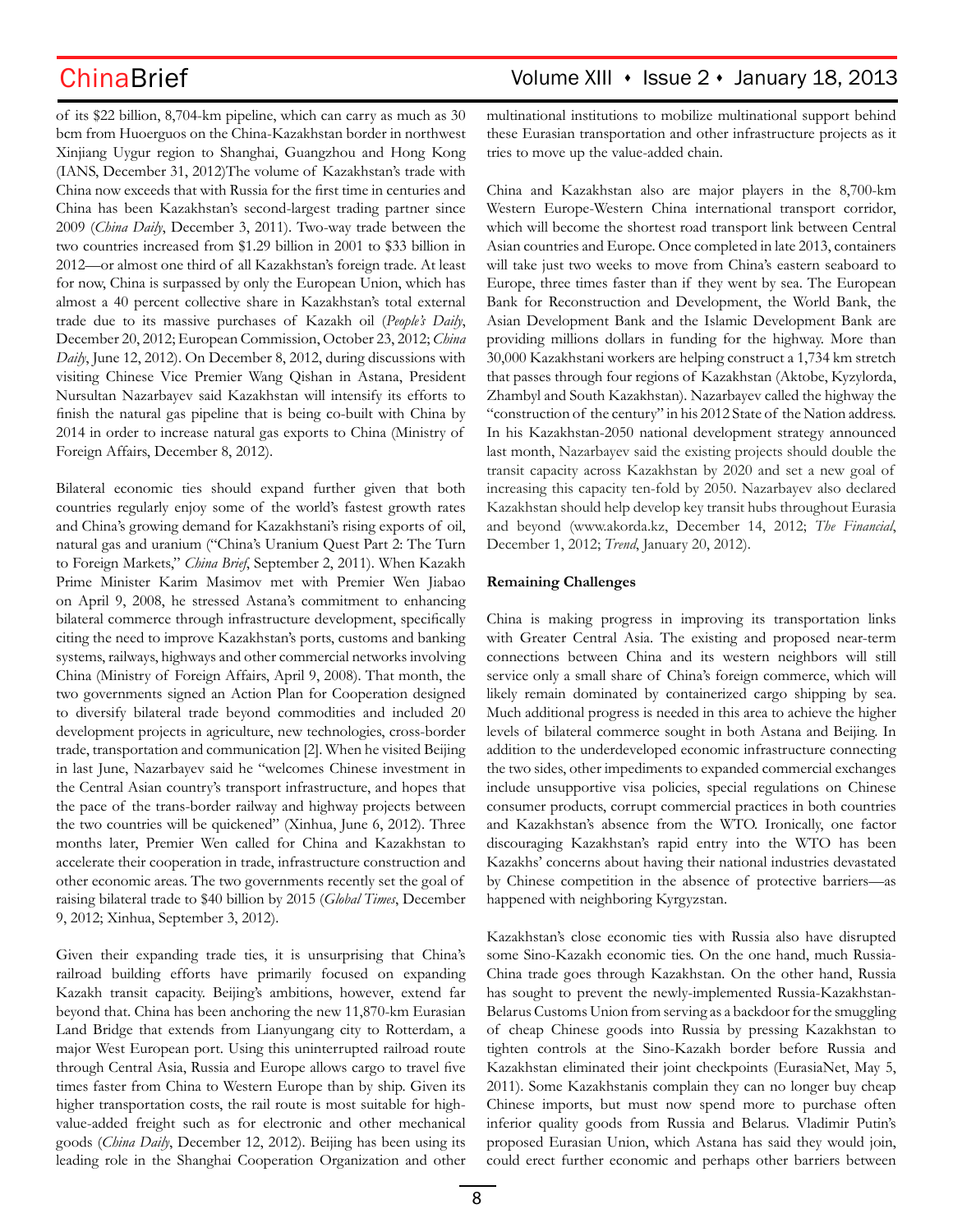of its $22 billion, 8,704-km pipeline, which can carry as much as 30 bcm from Huoerguos on the China-Kazakhstan border in northwest Xinjiang Uygur region to Shanghai, Guangzhou and Hong Kong (IANS, December 31, 2012)The volume of Kazakhstan's trade with China now exceeds that with Russia for the first time in centuries and China has been Kazakhstan's second-largest trading partner since 2009 (*China Daily*, December 3, 2011). Two-way trade between the two countries increased from $1.29 billion in 2001 to $33 billion in 2012—or almost one third of all Kazakhstan's foreign trade. At least for now, China is surpassed by only the European Union, which has almost a 40 percent collective share in Kazakhstan's total external trade due to its massive purchases of Kazakh oil (*People's Daily*, December 20, 2012; European Commission, October 23, 2012; *China Daily*, June 12, 2012). On December 8, 2012, during discussions with visiting Chinese Vice Premier Wang Qishan in Astana, President Nursultan Nazarbayev said Kazakhstan will intensify its efforts to finish the natural gas pipeline that is being co-built with China by 2014 in order to increase natural gas exports to China (Ministry of Foreign Affairs, December 8, 2012).

Bilateral economic ties should expand further given that both countries regularly enjoy some of the world's fastest growth rates and China's growing demand for Kazakhstani's rising exports of oil, natural gas and uranium ("China's Uranium Quest Part 2: The Turn to Foreign Markets," *China Brief*, September 2, 2011). When Kazakh Prime Minister Karim Masimov met with Premier Wen Jiabao on April 9, 2008, he stressed Astana's commitment to enhancing bilateral commerce through infrastructure development, specifically citing the need to improve Kazakhstan's ports, customs and banking systems, railways, highways and other commercial networks involving China (Ministry of Foreign Affairs, April 9, 2008). That month, the two governments signed an Action Plan for Cooperation designed to diversify bilateral trade beyond commodities and included 20 development projects in agriculture, new technologies, cross-border trade, transportation and communication [2]. When he visited Beijing in last June, Nazarbayev said he "welcomes Chinese investment in the Central Asian country's transport infrastructure, and hopes that the pace of the trans-border railway and highway projects between the two countries will be quickened" (Xinhua, June 6, 2012). Three months later, Premier Wen called for China and Kazakhstan to accelerate their cooperation in trade, infrastructure construction and other economic areas. The two governments recently set the goal of raising bilateral trade to $40 billion by 2015 (*Global Times*, December 9, 2012; Xinhua, September 3, 2012).

Given their expanding trade ties, it is unsurprising that China's railroad building efforts have primarily focused on expanding Kazakh transit capacity. Beijing's ambitions, however, extend far beyond that. China has been anchoring the new 11,870-km Eurasian Land Bridge that extends from Lianyungang city to Rotterdam, a major West European port. Using this uninterrupted railroad route through Central Asia, Russia and Europe allows cargo to travel five times faster from China to Western Europe than by ship. Given its higher transportation costs, the rail route is most suitable for high-value-added freight such as for electronic and other mechanical goods (*China Daily*, December 12, 2012). Beijing has been using its leading role in the Shanghai Cooperation Organization and other multinational institutions to mobilize multinational support behind these Eurasian transportation and other infrastructure projects as it tries to move up the value-added chain.

China and Kazakhstan also are major players in the 8,700-km Western Europe-Western China international transport corridor, which will become the shortest road transport link between Central Asian countries and Europe. Once completed in late 2013, containers will take just two weeks to move from China's eastern seaboard to Europe, three times faster than if they went by sea. The European Bank for Reconstruction and Development, the World Bank, the Asian Development Bank and the Islamic Development Bank are providing millions dollars in funding for the highway. More than 30,000 Kazakhstani workers are helping construct a 1,734 km stretch that passes through four regions of Kazakhstan (Aktobe, Kyzylorda, Zhambyl and South Kazakhstan). Nazarbayev called the highway the "construction of the century" in his 2012 State of the Nation address. In his Kazakhstan-2050 national development strategy announced last month, Nazarbayev said the existing projects should double the transit capacity across Kazakhstan by 2020 and set a new goal of increasing this capacity ten-fold by 2050. Nazarbayev also declared Kazakhstan should help develop key transit hubs throughout Eurasia and beyond (www.akorda.kz, December 14, 2012; *The Financial*, December 1, 2012; *Trend*, January 20, 2012).

**Remaining Challenges**

China is making progress in improving its transportation links with Greater Central Asia. The existing and proposed near-term connections between China and its western neighbors will still service only a small share of China's foreign commerce, which will likely remain dominated by containerized cargo shipping by sea. Much additional progress is needed in this area to achieve the higher levels of bilateral commerce sought in both Astana and Beijing. In addition to the underdeveloped economic infrastructure connecting the two sides, other impediments to expanded commercial exchanges include unsupportive visa policies, special regulations on Chinese consumer products, corrupt commercial practices in both countries and Kazakhstan's absence from the WTO. Ironically, one factor discouraging Kazakhstan's rapid entry into the WTO has been Kazakhs' concerns about having their national industries devastated by Chinese competition in the absence of protective barriers—as happened with neighboring Kyrgyzstan.

Kazakhstan's close economic ties with Russia also have disrupted some Sino-Kazakh economic ties. On the one hand, much Russia-China trade goes through Kazakhstan. On the other hand, Russia has sought to prevent the newly-implemented Russia-Kazakhstan-Belarus Customs Union from serving as a backdoor for the smuggling of cheap Chinese goods into Russia by pressing Kazakhstan to tighten controls at the Sino-Kazakh border before Russia and Kazakhstan eliminated their joint checkpoints (EurasiaNet, May 5, 2011). Some Kazakhstanis complain they can no longer buy cheap Chinese imports, but must now spend more to purchase often inferior quality goods from Russia and Belarus. Vladimir Putin's proposed Eurasian Union, which Astana has said they would join, could erect further economic and perhaps other barriers between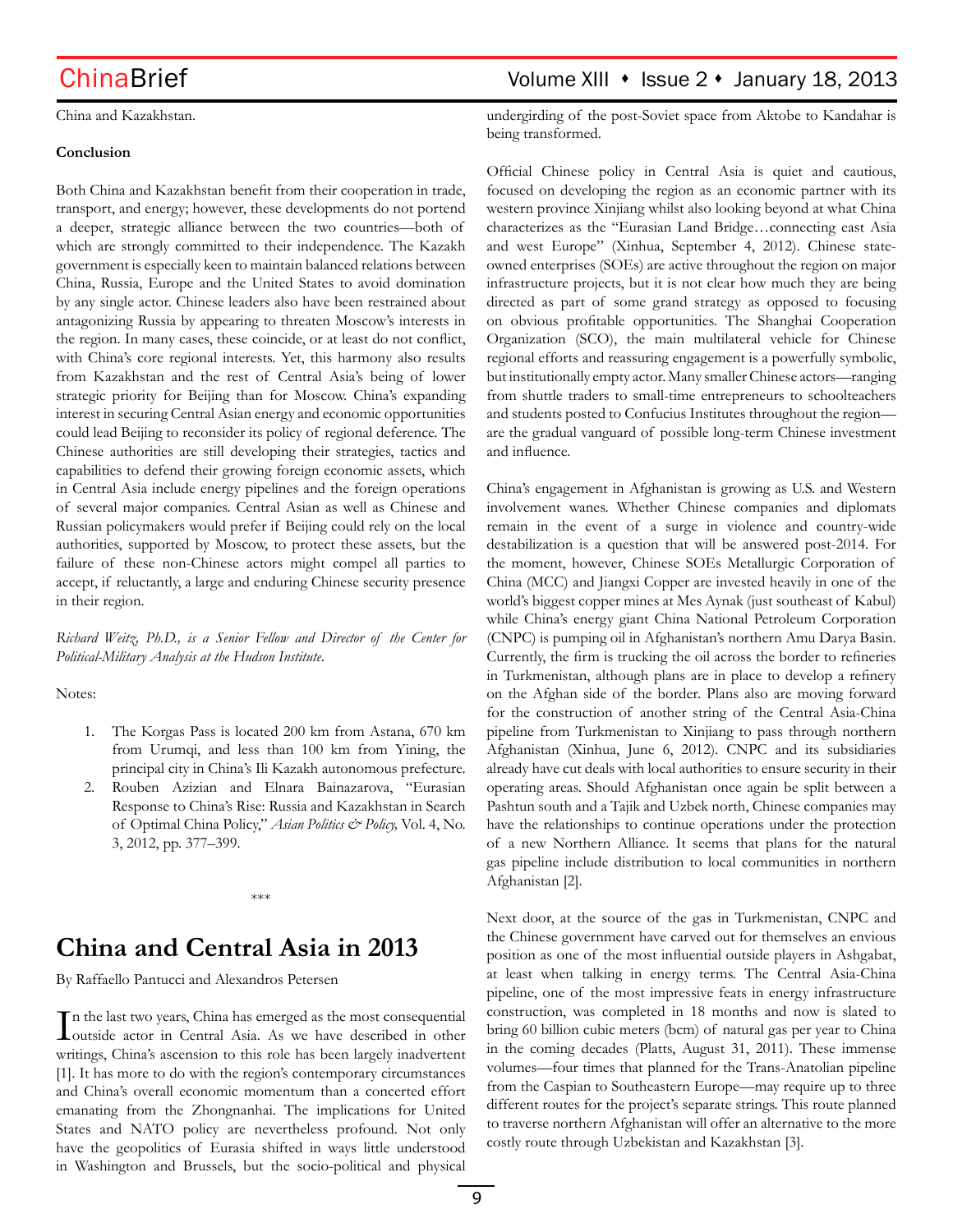China and Kazakhstan.

**Conclusion**

Both China and Kazakhstan benefit from their cooperation in trade, transport, and energy; however, these developments do not portend a deeper, strategic alliance between the two countries—both of which are strongly committed to their independence. The Kazakh government is especially keen to maintain balanced relations between China, Russia, Europe and the United States to avoid domination by any single actor. Chinese leaders also have been restrained about antagonizing Russia by appearing to threaten Moscow's interests in the region. In many cases, these coincide, or at least do not conflict, with China's core regional interests. Yet, this harmony also results from Kazakhstan and the rest of Central Asia's being of lower strategic priority for Beijing than for Moscow. China's expanding interest in securing Central Asian energy and economic opportunities could lead Beijing to reconsider its policy of regional deference. The Chinese authorities are still developing their strategies, tactics and capabilities to defend their growing foreign economic assets, which in Central Asia include energy pipelines and the foreign operations of several major companies. Central Asian as well as Chinese and Russian policymakers would prefer if Beijing could rely on the local authorities, supported by Moscow, to protect these assets, but the failure of these non-Chinese actors might compel all parties to accept, if reluctantly, a large and enduring Chinese security presence in their region.

*Richard Weitz, Ph.D., is a Senior Fellow and Director of the Center for Political-Military Analysis at the Hudson Institute.*

Notes:

1. The Korgas Pass is located 200 km from Astana, 670 km from Urumqi, and less than 100 km from Yining, the principal city in China's Ili Kazakh autonomous prefecture.
2. Rouben Azizian and Elnara Bainazarova, "Eurasian Response to China's Rise: Russia and Kazakhstan in Search of Optimal China Policy," *Asian Politics & Policy,* Vol. 4, No. 3, 2012, pp. 377–399.

\*\*\*

# China and Central Asia in 2013

By Raffaello Pantucci and Alexandros Petersen

In the last two years, China has emerged as the most consequential outside actor in Central Asia. As we have described in other writings, China's ascension to this role has been largely inadvertent [1]. It has more to do with the region's contemporary circumstances and China's overall economic momentum than a concerted effort emanating from the Zhongnanhai. The implications for United States and NATO policy are nevertheless profound. Not only have the geopolitics of Eurasia shifted in ways little understood in Washington and Brussels, but the socio-political and physical undergirding of the post-Soviet space from Aktobe to Kandahar is being transformed.

Official Chinese policy in Central Asia is quiet and cautious, focused on developing the region as an economic partner with its western province Xinjiang whilst also looking beyond at what China characterizes as the "Eurasian Land Bridge…connecting east Asia and west Europe" (Xinhua, September 4, 2012). Chinese state-owned enterprises (SOEs) are active throughout the region on major infrastructure projects, but it is not clear how much they are being directed as part of some grand strategy as opposed to focusing on obvious profitable opportunities. The Shanghai Cooperation Organization (SCO), the main multilateral vehicle for Chinese regional efforts and reassuring engagement is a powerfully symbolic, but institutionally empty actor. Many smaller Chinese actors—ranging from shuttle traders to small-time entrepreneurs to schoolteachers and students posted to Confucius Institutes throughout the region—are the gradual vanguard of possible long-term Chinese investment and influence.

China's engagement in Afghanistan is growing as U.S. and Western involvement wanes. Whether Chinese companies and diplomats remain in the event of a surge in violence and country-wide destabilization is a question that will be answered post-2014. For the moment, however, Chinese SOEs Metallurgic Corporation of China (MCC) and Jiangxi Copper are invested heavily in one of the world's biggest copper mines at Mes Aynak (just southeast of Kabul) while China's energy giant China National Petroleum Corporation (CNPC) is pumping oil in Afghanistan's northern Amu Darya Basin. Currently, the firm is trucking the oil across the border to refineries in Turkmenistan, although plans are in place to develop a refinery on the Afghan side of the border. Plans are moving forward for the construction of another string of the Central Asia-China pipeline from Turkmenistan to Xinjiang to pass through northern Afghanistan (Xinhua, June 6, 2012). CNPC and its subsidiaries already have cut deals with local authorities to ensure security in their operating areas. Should Afghanistan once again be split between a Pashtun south and a Tajik and Uzbek north, Chinese companies may have the relationships to continue operations under the protection of a new Northern Alliance. It seems that plans for the natural gas pipeline include distribution to local communities in northern Afghanistan [2].

Next door, at the source of the gas in Turkmenistan, CNPC and the Chinese government have carved out for themselves an envious position as one of the most influential outside players in Ashgabat, at least when talking in energy terms. The Central Asia-China pipeline, one of the most impressive feats in energy infrastructure construction, was completed in 18 months and now is slated to bring 60 billion cubic meters (bcm) of natural gas per year to China in the coming decades (Platts, August 31, 2011). These immense volumes—four times that planned for the Trans-Anatolian pipeline from the Caspian to Southeastern Europe—may require up to three different routes for the project's separate strings. This route planned to traverse northern Afghanistan will offer an alternative to the more costly route through Uzbekistan and Kazakhstan [3].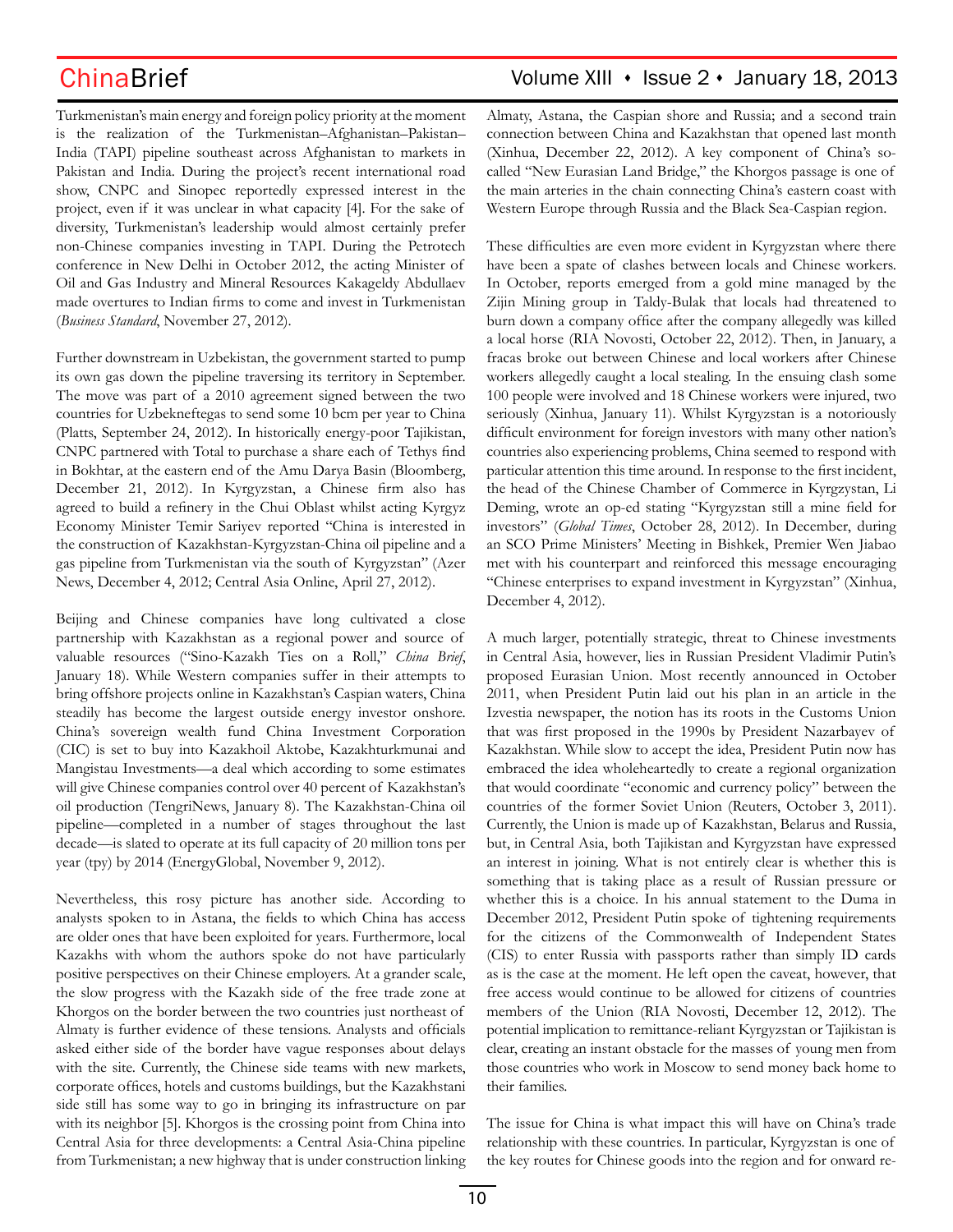Turkmenistan's main energy and foreign policy priority at the moment is the realization of the Turkmenistan–Afghanistan–Pakistan–India (TAPI) pipeline southeast across Afghanistan to markets in Pakistan and India. During the project's recent international road show, CNPC and Sinopec reportedly expressed interest in the project, even if it was unclear in what capacity [4]. For the sake of diversity, Turkmenistan's leadership would almost certainly prefer non-Chinese companies investing in TAPI. During the Petrotech conference in New Delhi in October 2012, the acting Minister of Oil and Gas Industry and Mineral Resources Kakageldy Abdullaev made overtures to Indian firms to come and invest in Turkmenistan (*Business Standard*, November 27, 2012).

Further downstream in Uzbekistan, the government started to pump its own gas down the pipeline traversing its territory in September. The move was part of a 2010 agreement signed between the two countries for Uzbekneftegas to send some 10 bcm per year to China (Platts, September 24, 2012). In historically energy-poor Tajikistan, CNPC partnered with Total to purchase a share each of Tethys find in Bokhtar, at the eastern end of the Amu Darya Basin (Bloomberg, December 21, 2012). In Kyrgyzstan, a Chinese firm also has agreed to build a refinery in the Chui Oblast whilst acting Kyrgyz Economy Minister Temir Sariyev reported "China is interested in the construction of Kazakhstan-Kyrgyzstan-China oil pipeline and a gas pipeline from Turkmenistan via the south of Kyrgyzstan" (Azer News, December 4, 2012; Central Asia Online, April 27, 2012).

Beijing and Chinese companies have long cultivated a close partnership with Kazakhstan as a regional power and source of valuable resources ("Sino-Kazakh Ties on a Roll," *China Brief*, January 18). While Western companies suffer in their attempts to bring offshore projects online in Kazakhstan's Caspian waters, China steadily has become the largest outside energy investor onshore. China's sovereign wealth fund China Investment Corporation (CIC) is set to buy into Kazakhoil Aktobe, Kazakhturkmunai and Mangistau Investments—a deal which according to some estimates will give Chinese companies control over 40 percent of Kazakhstan's oil production (TengriNews, January 8). The Kazakhstan-China oil pipeline—completed in a number of stages throughout the last decade—is slated to operate at its full capacity of 20 million tons per year (tpy) by 2014 (EnergyGlobal, November 9, 2012).

Nevertheless, this rosy picture has another side. According to analysts spoken to in Astana, the fields to which China has access are older ones that have been exploited for years. Furthermore, local Kazakhs with whom the authors spoke do not have particularly positive perspectives on their Chinese employers. At a grander scale, the slow progress with the Kazakh side of the free trade zone at Khorgos on the border between the two countries just northeast of Almaty is further evidence of these tensions. Analysts and officials asked either side of the border have vague responses about delays with the site. Currently, the Chinese side teams with new markets, corporate offices, hotels and customs buildings, but the Kazakhstani side still has some way to go in bringing its infrastructure on par with its neighbor [5]. Khorgos is the crossing point from China into Central Asia for three developments: a Central Asia-China pipeline from Turkmenistan; a new highway that is under construction linking Almaty, Astana, the Caspian shore and Russia; and a second train connection between China and Kazakhstan that opened last month (Xinhua, December 22, 2012). A key component of China's so-called "New Eurasian Land Bridge," the Khorgos passage is one of the main arteries in the chain connecting China's eastern coast with Western Europe through Russia and the Black Sea-Caspian region.

These difficulties are even more evident in Kyrgyzstan where there have been a spate of clashes between locals and Chinese workers. In October, reports emerged from a gold mine managed by the Zijin Mining group in Taldy-Bulak that locals had threatened to burn down a company office after the company allegedly was killed a local horse (RIA Novosti, October 22, 2012). Then, in January, a fracas broke out between Chinese and local workers after Chinese workers allegedly caught a local stealing. In the ensuing clash some 100 people were involved and 18 Chinese workers were injured, two seriously (Xinhua, January 11). Whilst Kyrgyzstan is a notoriously difficult environment for foreign investors with many other nation's countries also experiencing problems, China seemed to respond with particular attention this time around. In response to the first incident, the head of the Chinese Chamber of Commerce in Kyrgyzstan, Li Deming, wrote an op-ed stating "Kyrgyzstan still a mine field for investors" (*Global Times*, October 28, 2012). In December, during an SCO Prime Ministers' Meeting in Bishkek, Premier Wen Jiabao met with his counterpart and reinforced this message encouraging "Chinese enterprises to expand investment in Kyrgyzstan" (Xinhua, December 4, 2012).

A much larger, potentially strategic, threat to Chinese investments in Central Asia, however, lies in Russian President Vladimir Putin's proposed Eurasian Union. Most recently announced in October 2011, when President Putin laid out his plan in an article in the Izvestia newspaper, the notion has its roots in the Customs Union that was first proposed in the 1990s by President Nazarbayev of Kazakhstan. While slow to accept the idea, President Putin now has embraced the idea wholeheartedly to create a regional organization that would coordinate "economic and currency policy" between the countries of the former Soviet Union (Reuters, October 3, 2011). Currently, the Union is made up of Kazakhstan, Belarus and Russia, but, in Central Asia, both Tajikistan and Kyrgyzstan have expressed an interest in joining. What is not entirely clear is whether this is something that is taking place as a result of Russian pressure or whether this is a choice. In his annual statement to the Duma in December 2012, President Putin spoke of tightening requirements for the citizens of the Commonwealth of Independent States (CIS) to enter Russia with passports rather than simply ID cards as is the case at the moment. He left open the caveat, however, that free access would continue to be allowed for citizens of countries members of the Union (RIA Novosti, December 12, 2012). The potential implication to remittance-reliant Kyrgyzstan or Tajikistan is clear, creating an instant obstacle for the masses of young men from those countries who work in Moscow to send money back home to their families.

The issue for China is what impact this will have on China's trade relationship with these countries. In particular, Kyrgyzstan is one of the key routes for Chinese goods into the region and for onward re-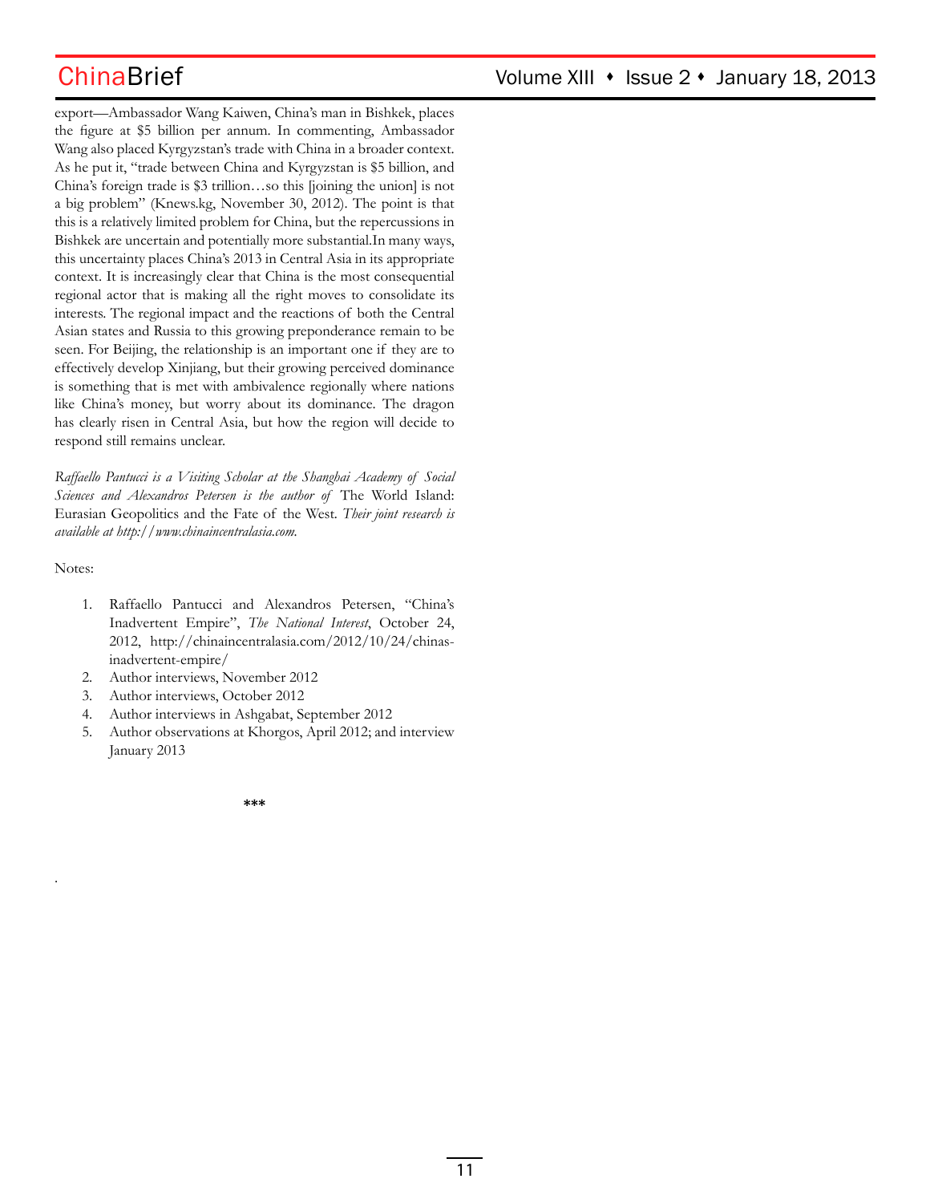export—Ambassador Wang Kaiwen, China's man in Bishkek, places the figure at $5 billion per annum. In commenting, Ambassador Wang also placed Kyrgyzstan's trade with China in a broader context. As he put it, "trade between China and Kyrgyzstan is $5 billion, and China's foreign trade is $3 trillion…so this [joining the union] is not a big problem" (Knews.kg, November 30, 2012). The point is that this is a relatively limited problem for China, but the repercussions in Bishkek are uncertain and potentially more substantial.In many ways, this uncertainty places China's 2013 in Central Asia in its appropriate context. It is increasingly clear that China is the most consequential regional actor that is making all the right moves to consolidate its interests. The regional impact and the reactions of both the Central Asian states and Russia to this growing preponderance remain to be seen. For Beijing, the relationship is an important one if they are to effectively develop Xinjiang, but their growing perceived dominance is something that is met with ambivalence regionally where nations like China's money, but worry about its dominance. The dragon has clearly risen in Central Asia, but how the region will decide to respond still remains unclear.

*Raffaello Pantucci is a Visiting Scholar at the Shanghai Academy of Social Sciences and Alexandros Petersen is the author of* The World Island: Eurasian Geopolitics and the Fate of the West. *Their joint research is available at http://www.chinaincentralasia.com.*

Notes:

1. Raffaello Pantucci and Alexandros Petersen, "China's Inadvertent Empire", *The National Interest*, October 24, 2012, http://chinaincentralasia.com/2012/10/24/chinas-inadvertent-empire/
2. Author interviews, November 2012
3. Author interviews, October 2012
4. Author interviews in Ashgabat, September 2012
5. Author observations at Khorgos, April 2012; and interview January 2013

\*\*\*